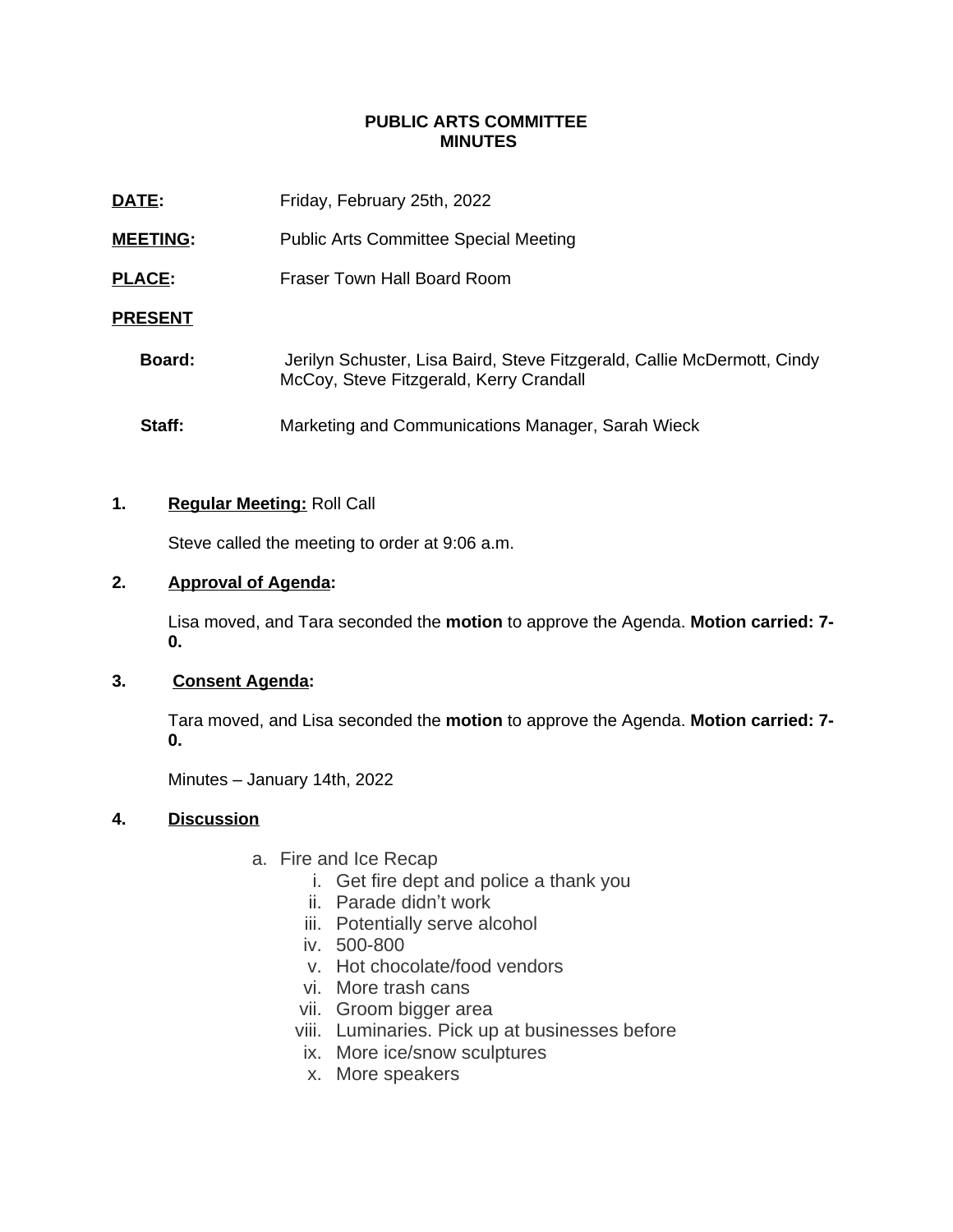**PUBLIC ARTS COMMITTEE**
**MINUTES**

**DATE:** Friday, February 25th, 2022

**MEETING:** Public Arts Committee Special Meeting

**PLACE:** Fraser Town Hall Board Room

**PRESENT**

**Board:** Jerilyn Schuster, Lisa Baird, Steve Fitzgerald, Callie McDermott, Cindy McCoy, Steve Fitzgerald, Kerry Crandall

**Staff:** Marketing and Communications Manager, Sarah Wieck

**1. Regular Meeting:** Roll Call

Steve called the meeting to order at 9:06 a.m.

**2. Approval of Agenda:**

Lisa moved, and Tara seconded the **motion** to approve the Agenda. **Motion carried: 7-0.**

**3. Consent Agenda:**

Tara moved, and Lisa seconded the **motion** to approve the Agenda. **Motion carried: 7-0.**

Minutes – January 14th, 2022

**4. Discussion**

a. Fire and Ice Recap
   i. Get fire dept and police a thank you
   ii. Parade didn't work
   iii. Potentially serve alcohol
   iv. 500-800
   v. Hot chocolate/food vendors
   vi. More trash cans
   vii. Groom bigger area
   viii. Luminaries. Pick up at businesses before
   ix. More ice/snow sculptures
   x. More speakers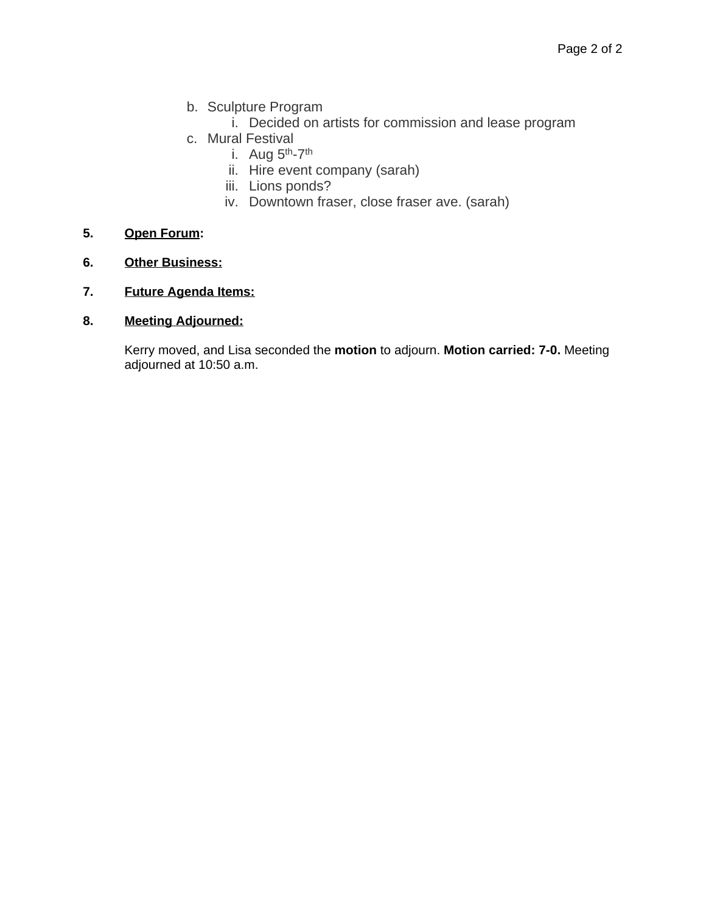b. Sculpture Program
    i. Decided on artists for commission and lease program
c. Mural Festival
    i. Aug 5th-7th
    ii. Hire event company (sarah)
    iii. Lions ponds?
    iv. Downtown fraser, close fraser ave. (sarah)

**5. Open Forum:**

**6. Other Business:**

**7. Future Agenda Items:**

**8. Meeting Adjourned:**

Kerry moved, and Lisa seconded the **motion** to adjourn. **Motion carried: 7-0.** Meeting adjourned at 10:50 a.m.